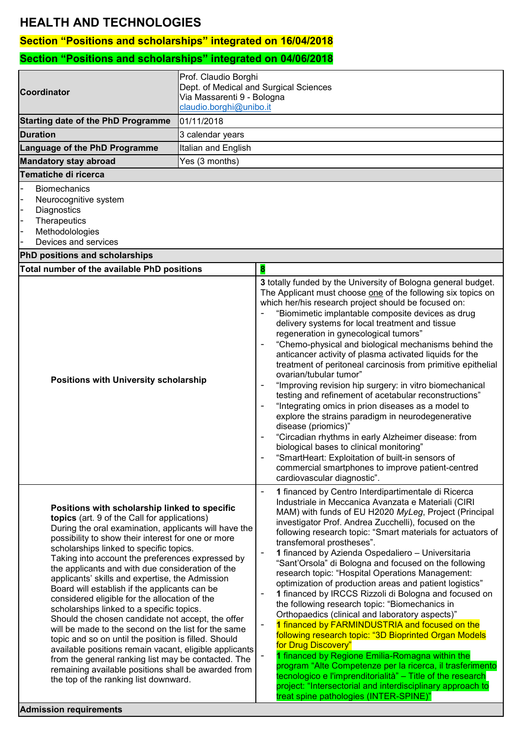# HEALTH AND TECHNOLOGIES

## Section "Positions and scholarships" integrated on 16/04/2018

## Section "Positions and scholarships" integrated on 04/06/2018

| | |
|---|---|
| **Coordinator** | Prof. Claudio Borghi<br>Dept. of Medical and Surgical Sciences<br>Via Massarenti 9 - Bologna<br>claudio.borghi@unibo.it |
| **Starting date of the PhD Programme** | 01/11/2018 |
| **Duration** | 3 calendar years |
| **Language of the PhD Programme** | Italian and English |
| **Mandatory stay abroad** | Yes (3 months) |

**Tematiche di ricerca**

- Biomechanics
- Neurocognitive system
- Diagnostics
- Therapeutics
- Methodolologies
- Devices and services

**PhD positions and scholarships**

| | |
|---|---|
| **Total number of the available PhD positions** | 8 |
| **Positions with University scholarship** | **3** totally funded by the University of Bologna general budget. The Applicant must choose one of the following six topics on which her/his research project should be focused on:<br>- "Biomimetic implantable composite devices as drug delivery systems for local treatment and tissue regeneration in gynecological tumors"<br>- "Chemo-physical and biological mechanisms behind the anticancer activity of plasma activated liquids for the treatment of peritoneal carcinosis from primitive epithelial ovarian/tubular tumor"<br>- "Improving revision hip surgery: in vitro biomechanical testing and refinement of acetabular reconstructions"<br>- "Integrating omics in prion diseases as a model to explore the strains paradigm in neurodegenerative disease (priomics)"<br>- "Circadian rhythms in early Alzheimer disease: from biological bases to clinical monitoring"<br>- "SmartHeart: Exploitation of built-in sensors of commercial smartphones to improve patient-centred cardiovascular diagnostic". |
| **Positions with scholarship linked to specific topics** (art. 9 of the Call for applications)<br>During the oral examination, applicants will have the possibility to show their interest for one or more scholarships linked to specific topics.<br>Taking into account the preferences expressed by the applicants and with due consideration of the applicants' skills and expertise, the Admission Board will establish if the applicants can be considered eligible for the allocation of the scholarships linked to a specific topics.<br>Should the chosen candidate not accept, the offer will be made to the second on the list for the same topic and so on until the position is filled. Should available positions remain vacant, eligible applicants from the general ranking list may be contacted. The remaining available positions shall be awarded from the top of the ranking list downward. | - **1** financed by Centro Interdipartimentale di Ricerca Industriale in Meccanica Avanzata e Materiali (CIRI MAM) with funds of EU H2020 *MyLeg*, Project (Principal investigator Prof. Andrea Zucchelli), focused on the following research topic: "Smart materials for actuators of transfemoral prostheses".<br>- **1** financed by Azienda Ospedaliero – Universitaria "Sant'Orsola" di Bologna and focused on the following research topic: "Hospital Operations Management: optimization of production areas and patient logistics"<br>- **1** financed by IRCCS Rizzoli di Bologna and focused on the following research topic: "Biomechanics in Orthopaedics (clinical and laboratory aspects)"<br>- **1** financed by FARMINDUSTRIA and focused on the following research topic: "3D Bioprinted Organ Models for Drug Discovery"<br>- **1** financed by Regione Emilia-Romagna within the program "Alte Competenze per la ricerca, il trasferimento tecnologico e l'imprenditorialità" – Title of the research project: "Intersectorial and interdisciplinary approach to treat spine pathologies (INTER-SPINE)" |

**Admission requirements**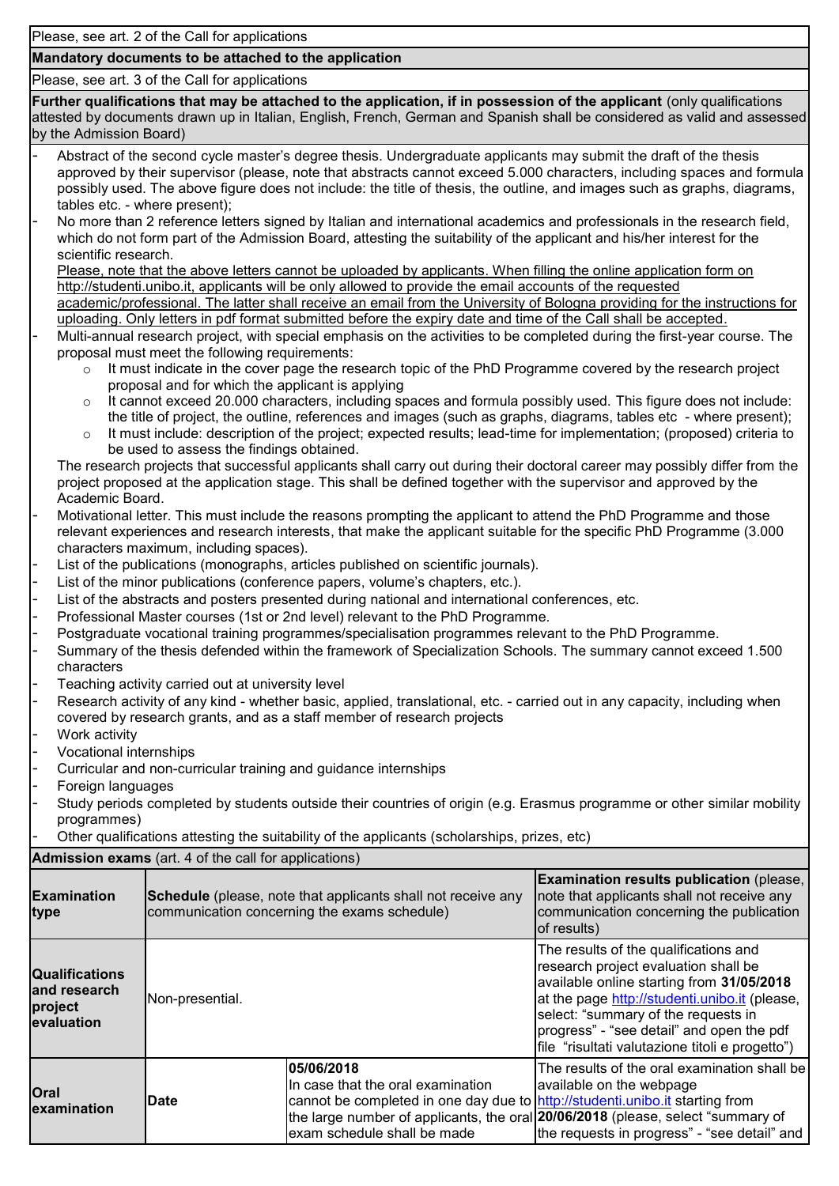Please, see art. 2 of the Call for applications

**Mandatory documents to be attached to the application**

Please, see art. 3 of the Call for applications

**Further qualifications that may be attached to the application, if in possession of the applicant** (only qualifications attested by documents drawn up in Italian, English, French, German and Spanish shall be considered as valid and assessed by the Admission Board)

- Abstract of the second cycle master's degree thesis. Undergraduate applicants may submit the draft of the thesis approved by their supervisor (please, note that abstracts cannot exceed 5.000 characters, including spaces and formula possibly used. The above figure does not include: the title of thesis, the outline, and images such as graphs, diagrams, tables etc. - where present);
- No more than 2 reference letters signed by Italian and international academics and professionals in the research field, which do not form part of the Admission Board, attesting the suitability of the applicant and his/her interest for the scientific research.
  Please, note that the above letters cannot be uploaded by applicants. When filling the online application form on http://studenti.unibo.it, applicants will be only allowed to provide the email accounts of the requested academic/professional. The latter shall receive an email from the University of Bologna providing for the instructions for uploading. Only letters in pdf format submitted before the expiry date and time of the Call shall be accepted.
- Multi-annual research project, with special emphasis on the activities to be completed during the first-year course. The proposal must meet the following requirements:
  - It must indicate in the cover page the research topic of the PhD Programme covered by the research project proposal and for which the applicant is applying
  - It cannot exceed 20.000 characters, including spaces and formula possibly used. This figure does not include: the title of project, the outline, references and images (such as graphs, diagrams, tables etc - where present);
  - It must include: description of the project; expected results; lead-time for implementation; (proposed) criteria to be used to assess the findings obtained.

  The research projects that successful applicants shall carry out during their doctoral career may possibly differ from the project proposed at the application stage. This shall be defined together with the supervisor and approved by the Academic Board.
- Motivational letter. This must include the reasons prompting the applicant to attend the PhD Programme and those relevant experiences and research interests, that make the applicant suitable for the specific PhD Programme (3.000 characters maximum, including spaces).
- List of the publications (monographs, articles published on scientific journals).
- List of the minor publications (conference papers, volume's chapters, etc.).
- List of the abstracts and posters presented during national and international conferences, etc.
- Professional Master courses (1st or 2nd level) relevant to the PhD Programme.
- Postgraduate vocational training programmes/specialisation programmes relevant to the PhD Programme.
- Summary of the thesis defended within the framework of Specialization Schools. The summary cannot exceed 1.500 characters
- Teaching activity carried out at university level
- Research activity of any kind - whether basic, applied, translational, etc. - carried out in any capacity, including when covered by research grants, and as a staff member of research projects
- Work activity
- Vocational internships
- Curricular and non-curricular training and guidance internships
- Foreign languages
- Study periods completed by students outside their countries of origin (e.g. Erasmus programme or other similar mobility programmes)
- Other qualifications attesting the suitability of the applicants (scholarships, prizes, etc)

**Admission exams** (art. 4 of the call for applications)

| **Examination type** | **Schedule** (please, note that applicants shall not receive any communication concerning the exams schedule) | | **Examination results publication** (please, note that applicants shall not receive any communication concerning the publication of results) |
|---|---|---|---|
| **Qualifications and research project evaluation** | Non-presential. | | The results of the qualifications and research project evaluation shall be available online starting from **31/05/2018** at the page http://studenti.unibo.it (please, select: "summary of the requests in progress" - "see detail" and open the pdf file "risultati valutazione titoli e progetto") |
| **Oral examination** | **Date** | **05/06/2018** In case that the oral examination cannot be completed in one day due to the large number of applicants, the oral exam schedule shall be made | The results of the oral examination shall be available on the webpage http://studenti.unibo.it starting from **20/06/2018** (please, select "summary of the requests in progress" - "see detail" and |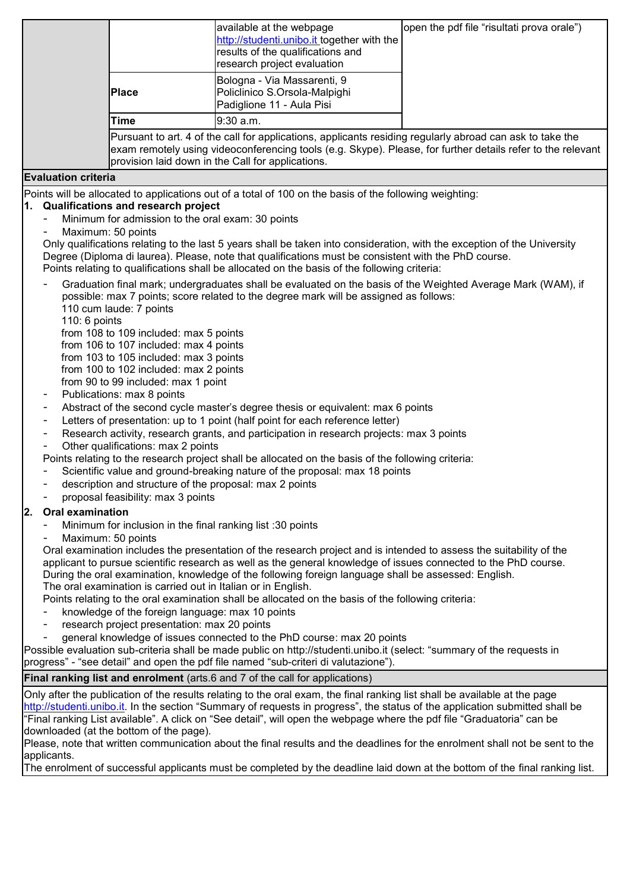| | | | |
|---|---|---|---|
| | | available at the webpage http://studenti.unibo.it together with the results of the qualifications and research project evaluation | open the pdf file "risultati prova orale") |
| | **Place** | Bologna - Via Massarenti, 9 Policlinico S.Orsola-Malpighi Padiglione 11 - Aula Pisi | |
| | **Time** | 9:30 a.m. | |
| | Pursuant to art. 4 of the call for applications, applicants residing regularly abroad can ask to take the exam remotely using videoconferencing tools (e.g. Skype). Please, for further details refer to the relevant provision laid down in the Call for applications. | | |

**Evaluation criteria**

Points will be allocated to applications out of a total of 100 on the basis of the following weighting:

**1. Qualifications and research project**

- Minimum for admission to the oral exam: 30 points
- Maximum: 50 points

Only qualifications relating to the last 5 years shall be taken into consideration, with the exception of the University Degree (Diploma di laurea). Please, note that qualifications must be consistent with the PhD course.

Points relating to qualifications shall be allocated on the basis of the following criteria:

- Graduation final mark; undergraduates shall be evaluated on the basis of the Weighted Average Mark (WAM), if possible: max 7 points; score related to the degree mark will be assigned as follows:
  110 cum laude: 7 points
  110: 6 points
  from 108 to 109 included: max 5 points
  from 106 to 107 included: max 4 points
  from 103 to 105 included: max 3 points
  from 100 to 102 included: max 2 points
  from 90 to 99 included: max 1 point
- Publications: max 8 points
- Abstract of the second cycle master's degree thesis or equivalent: max 6 points
- Letters of presentation: up to 1 point (half point for each reference letter)
- Research activity, research grants, and participation in research projects: max 3 points
- Other qualifications: max 2 points

Points relating to the research project shall be allocated on the basis of the following criteria:

- Scientific value and ground-breaking nature of the proposal: max 18 points
- description and structure of the proposal: max 2 points
- proposal feasibility: max 3 points

**2. Oral examination**

- Minimum for inclusion in the final ranking list :30 points
- Maximum: 50 points

Oral examination includes the presentation of the research project and is intended to assess the suitability of the applicant to pursue scientific research as well as the general knowledge of issues connected to the PhD course. During the oral examination, knowledge of the following foreign language shall be assessed: English.

The oral examination is carried out in Italian or in English.

Points relating to the oral examination shall be allocated on the basis of the following criteria:

- knowledge of the foreign language: max 10 points
- research project presentation: max 20 points
- general knowledge of issues connected to the PhD course: max 20 points

Possible evaluation sub-criteria shall be made public on http://studenti.unibo.it (select: "summary of the requests in progress" - "see detail" and open the pdf file named "sub-criteri di valutazione").

**Final ranking list and enrolment** (arts.6 and 7 of the call for applications)

Only after the publication of the results relating to the oral exam, the final ranking list shall be available at the page http://studenti.unibo.it. In the section "Summary of requests in progress", the status of the application submitted shall be "Final ranking List available". A click on "See detail", will open the webpage where the pdf file "Graduatoria" can be downloaded (at the bottom of the page).

Please, note that written communication about the final results and the deadlines for the enrolment shall not be sent to the applicants.

The enrolment of successful applicants must be completed by the deadline laid down at the bottom of the final ranking list.